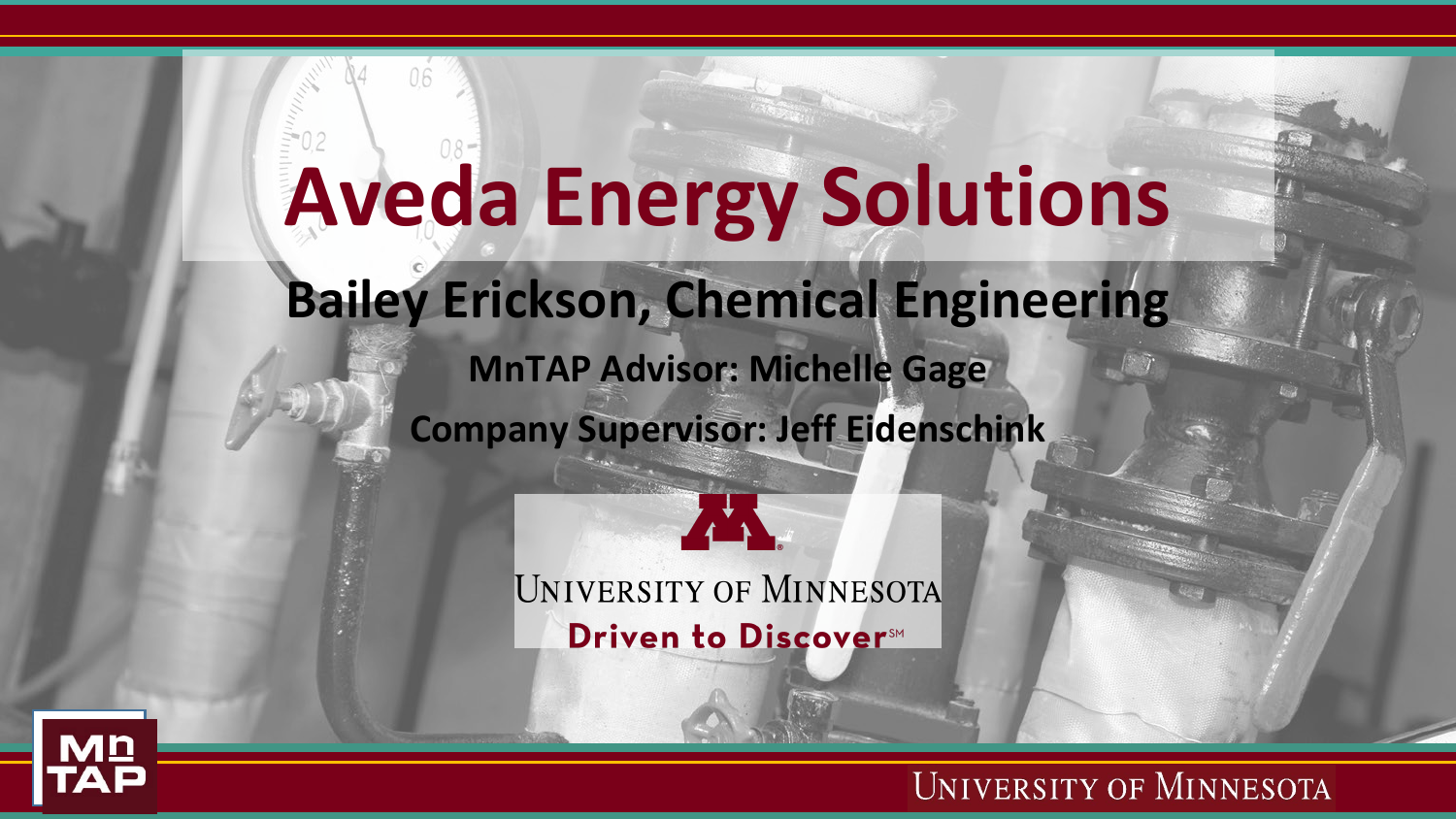# Aveda Energy Solutions

## Bailey Erickson, Chemical Engineering

**MnTAP Advisor: Michelle Gage**

**Company Supervisor: Jeff Eidenschink**

University of Minnesota

Driven to Discover℠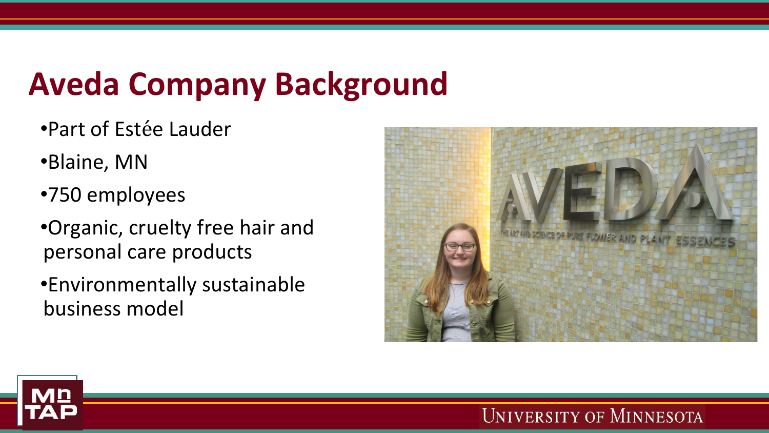# Aveda Company Background

- Part of Estée Lauder
- Blaine, MN
- 750 employees
- Organic, cruelty free hair and personal care products
- Environmentally sustainable business model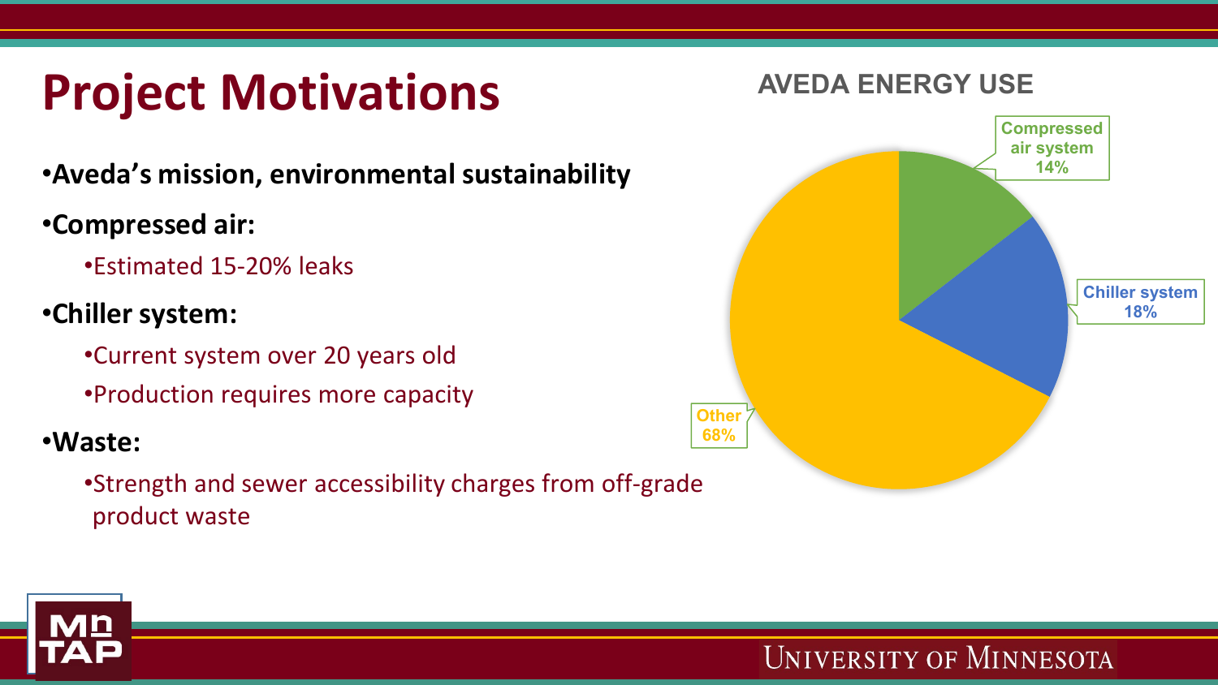# Project Motivations

- **Aveda's mission, environmental sustainability**
- **Compressed air:**
  - Estimated 15-20% leaks
- **Chiller system:**
  - Current system over 20 years old
  - Production requires more capacity
- **Waste:**
  - Strength and sewer accessibility charges from off-grade product waste

**AVEDA ENERGY USE**

| Category | Share |
| --- | --- |
| Compressed air system | 14% |
| Chiller system | 18% |
| Other | 68% |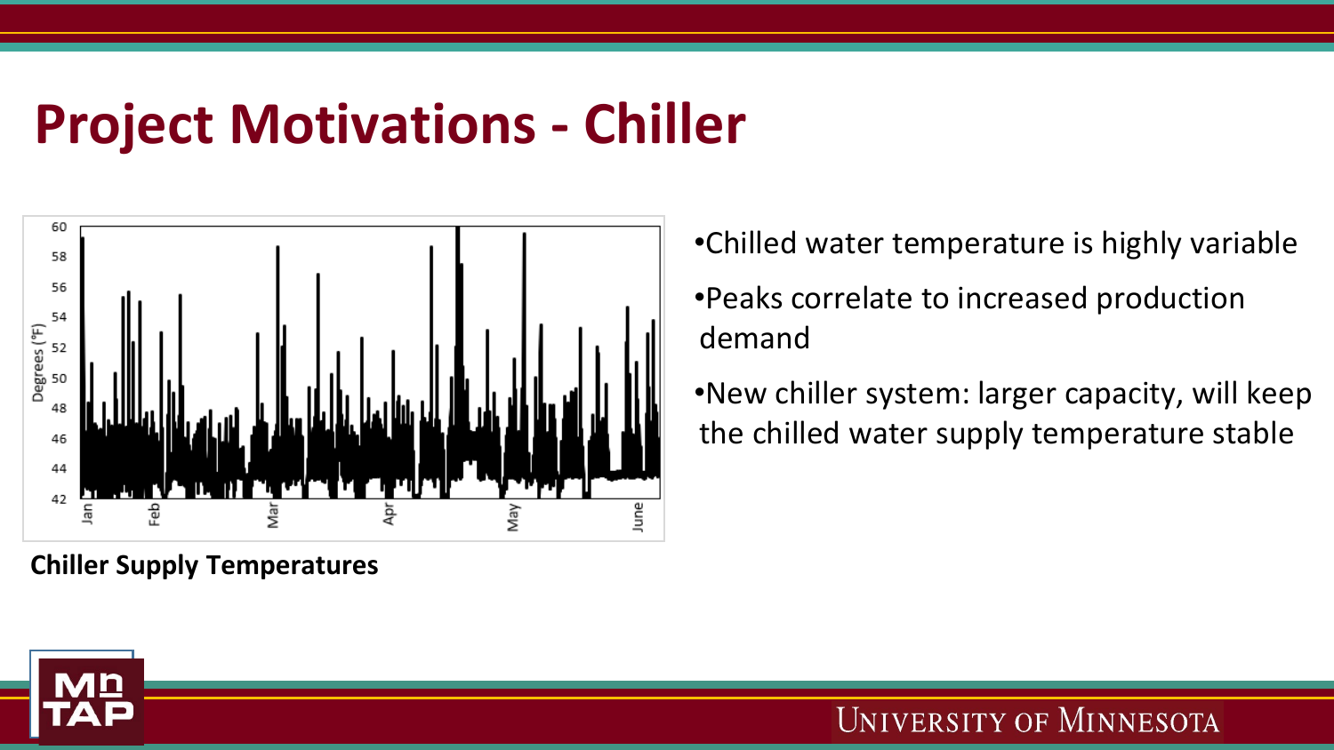# Project Motivations - Chiller

**Chiller Supply Temperatures**

- Chilled water temperature is highly variable
- Peaks correlate to increased production demand
- New chiller system: larger capacity, will keep the chilled water supply temperature stable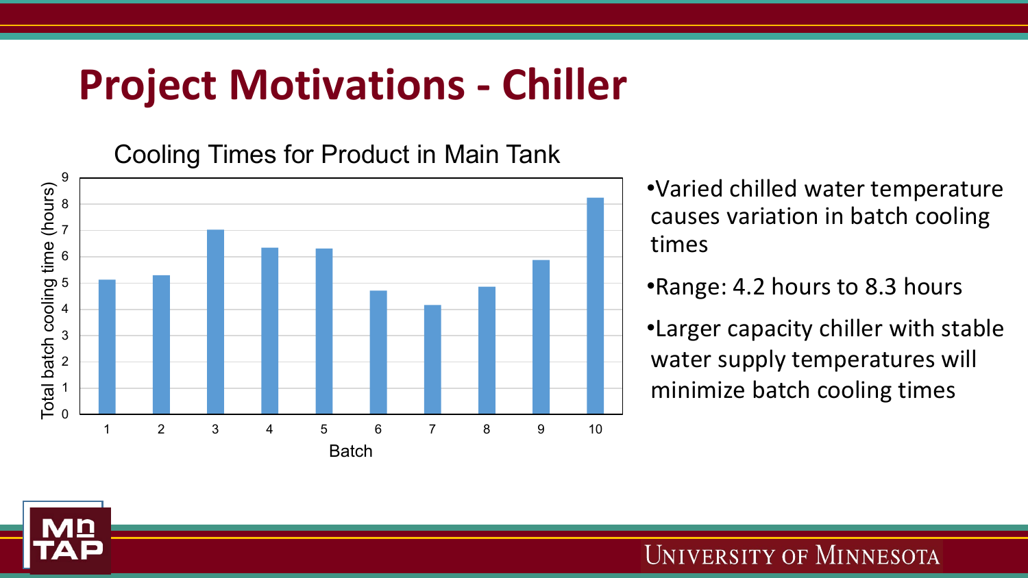# Project Motivations - Chiller

Cooling Times for Product in Main Tank

- Varied chilled water temperature causes variation in batch cooling times
- Range: 4.2 hours to 8.3 hours
- Larger capacity chiller with stable water supply temperatures will minimize batch cooling times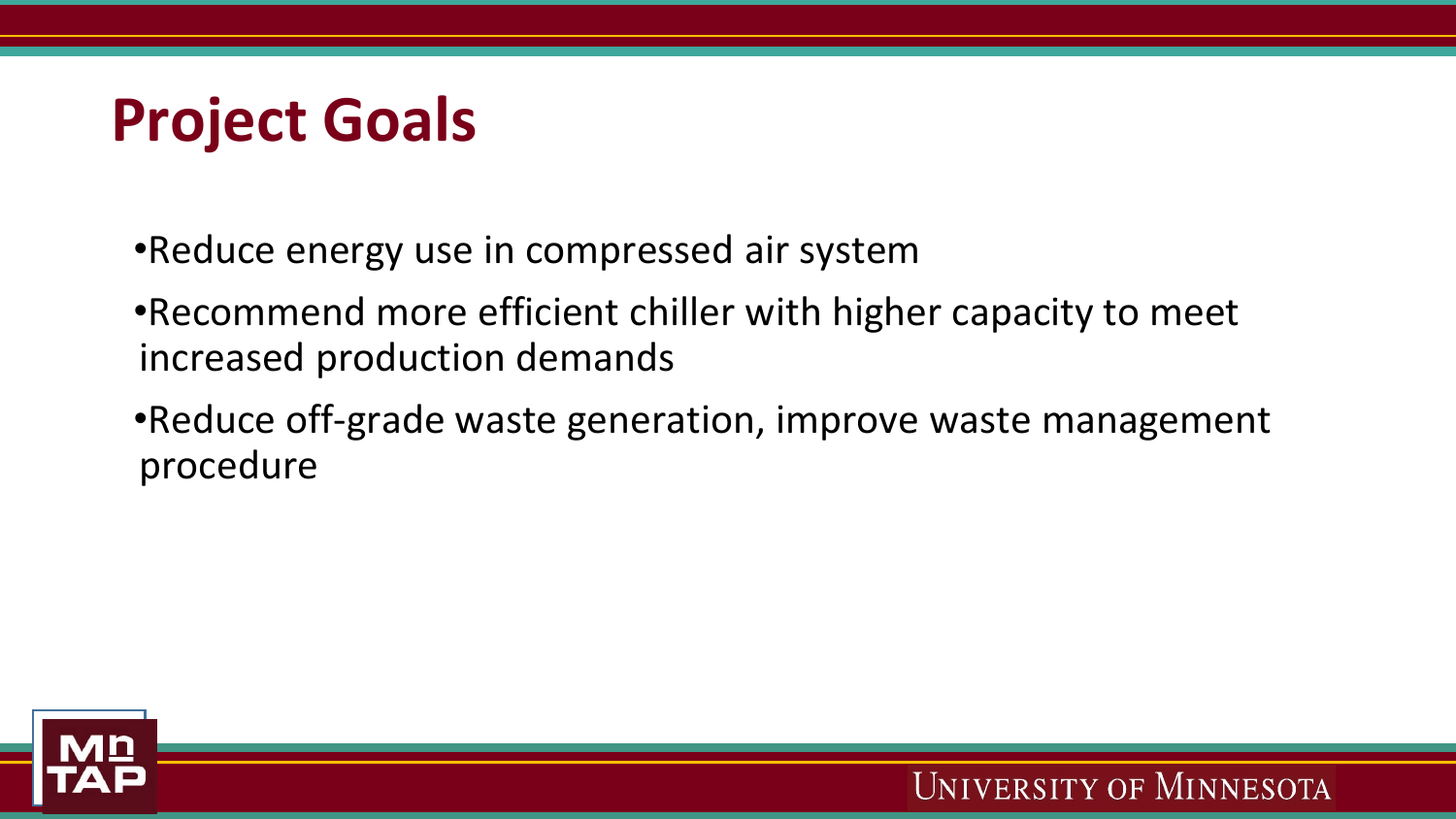# Project Goals

- Reduce energy use in compressed air system
- Recommend more efficient chiller with higher capacity to meet increased production demands
- Reduce off-grade waste generation, improve waste management procedure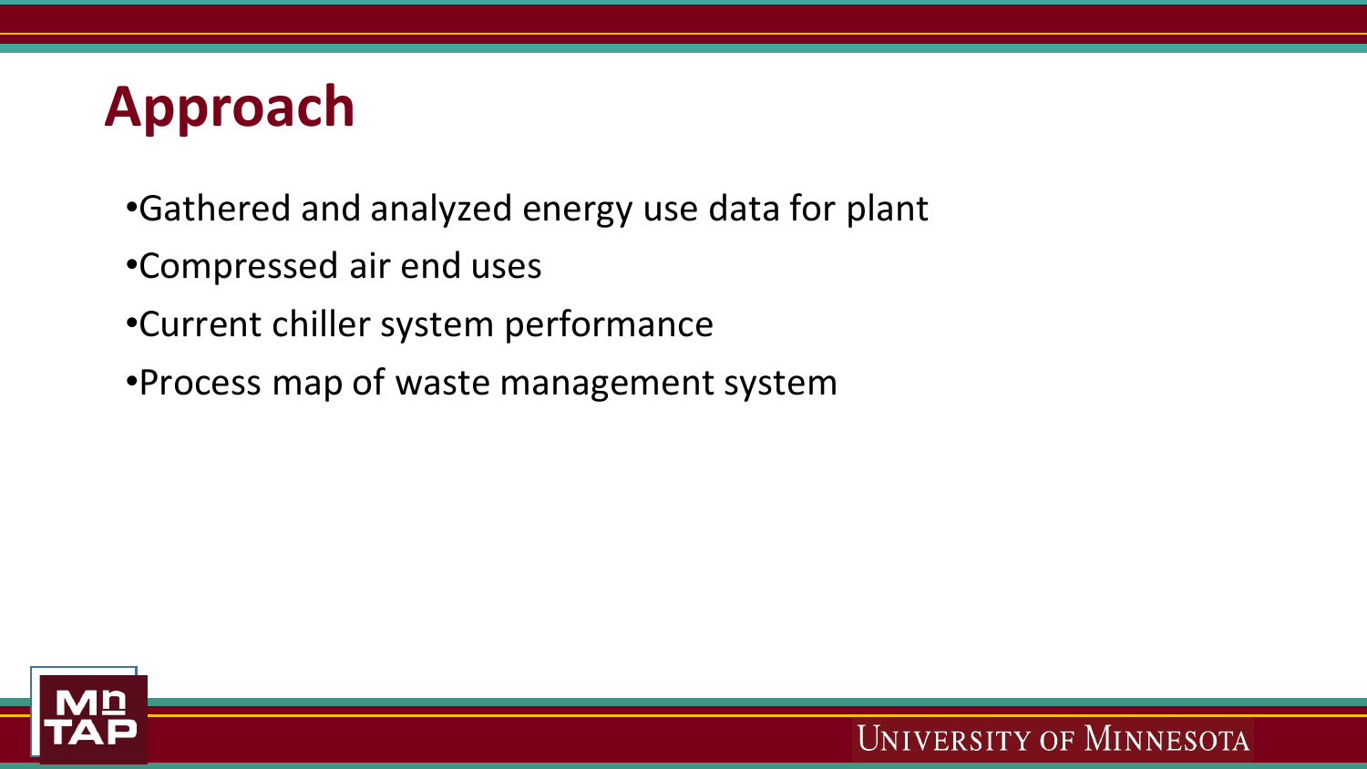# Approach

- Gathered and analyzed energy use data for plant
- Compressed air end uses
- Current chiller system performance
- Process map of waste management system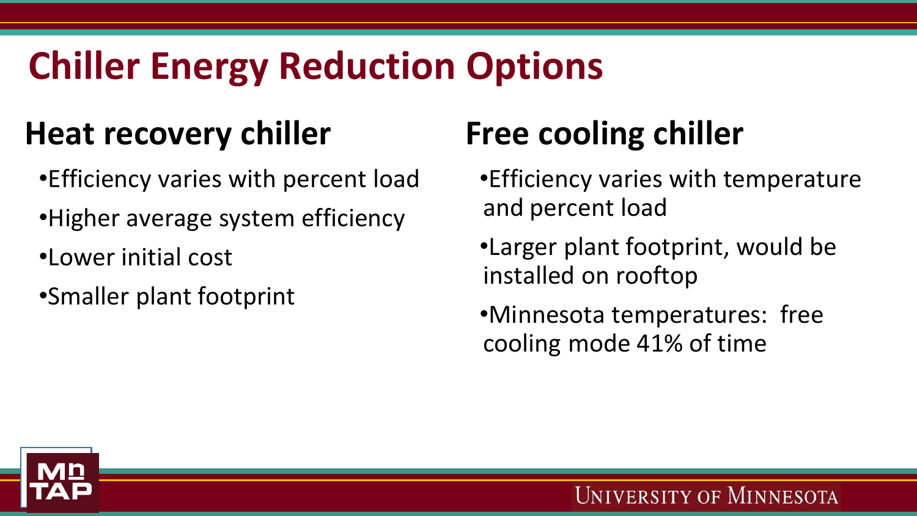# Chiller Energy Reduction Options

## Heat recovery chiller

- Efficiency varies with percent load
- Higher average system efficiency
- Lower initial cost
- Smaller plant footprint

## Free cooling chiller

- Efficiency varies with temperature and percent load
- Larger plant footprint, would be installed on rooftop
- Minnesota temperatures: free cooling mode 41% of time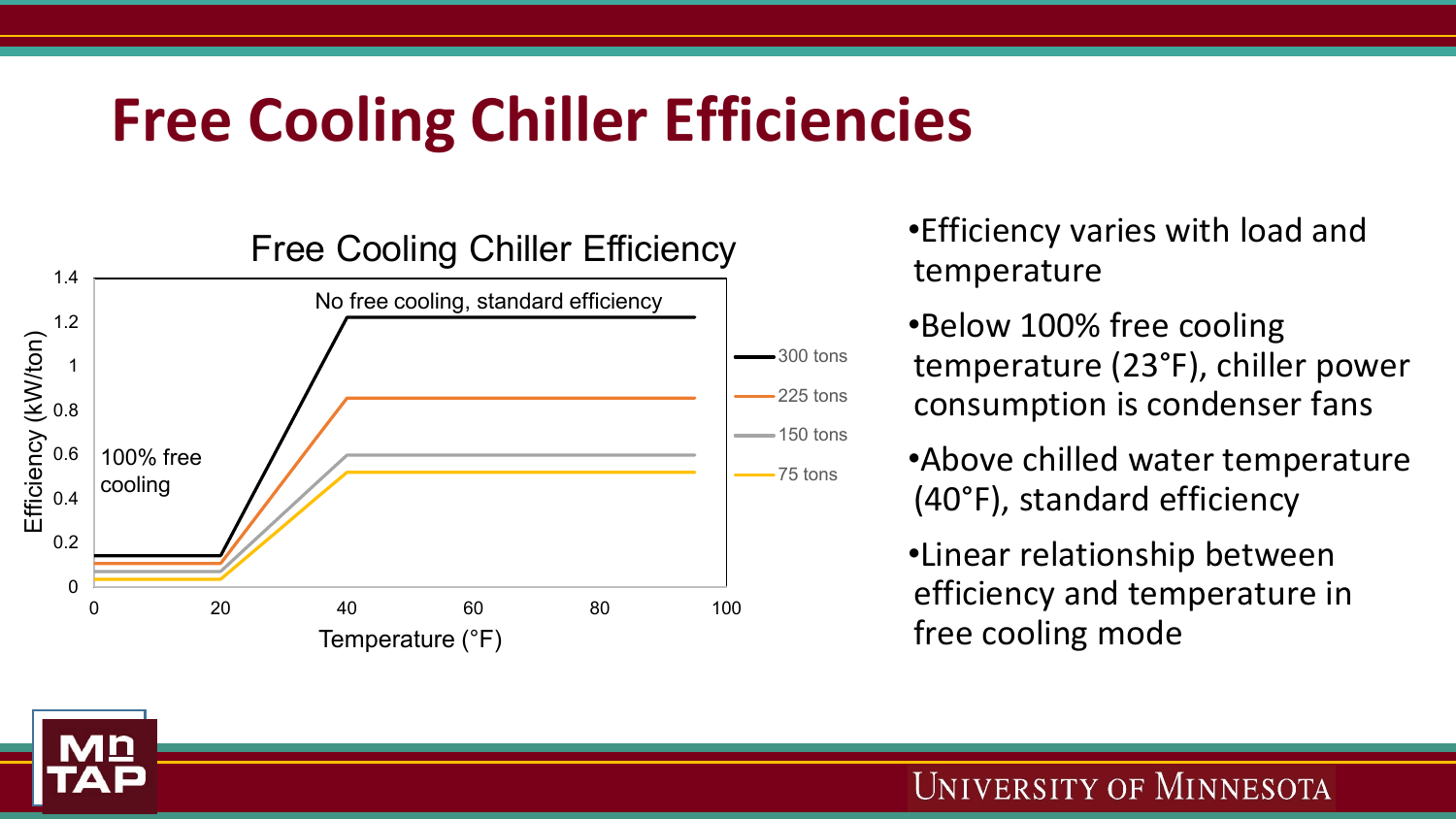# Free Cooling Chiller Efficiencies

Free Cooling Chiller Efficiency

No free cooling, standard efficiency

100% free cooling

Efficiency (kW/ton)

Temperature (°F)

300 tons

225 tons

150 tons

75 tons

- Efficiency varies with load and temperature
- Below 100% free cooling temperature (23°F), chiller power consumption is condenser fans
- Above chilled water temperature (40°F), standard efficiency
- Linear relationship between efficiency and temperature in free cooling mode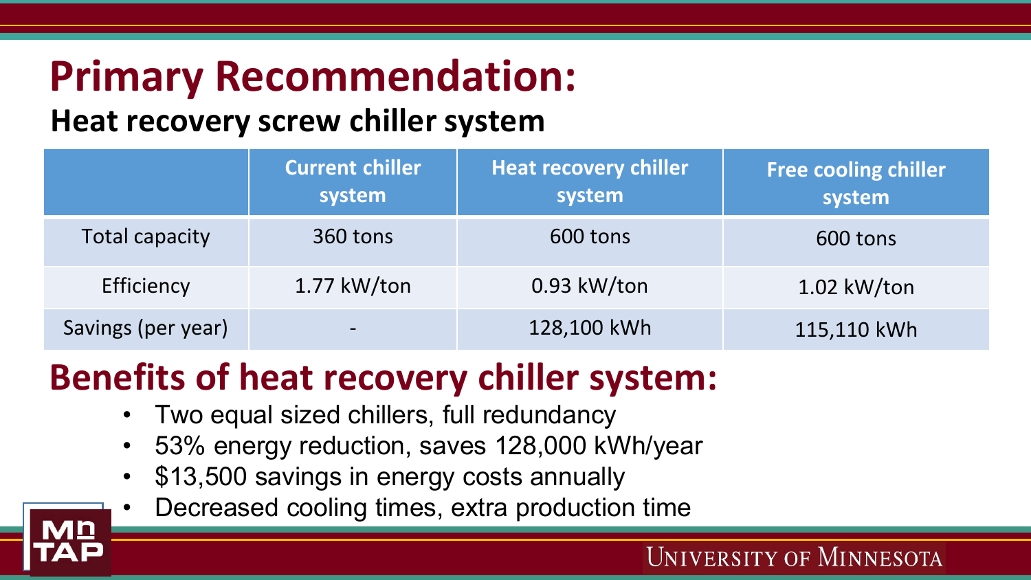# Primary Recommendation:

## Heat recovery screw chiller system

| | Current chiller system | Heat recovery chiller system | Free cooling chiller system |
|---|---|---|---|
| Total capacity | 360 tons | 600 tons | 600 tons |
| Efficiency | 1.77 kW/ton | 0.93 kW/ton | 1.02 kW/ton |
| Savings (per year) | - | 128,100 kWh | 115,110 kWh |

# Benefits of heat recovery chiller system:

- Two equal sized chillers, full redundancy
- 53% energy reduction, saves 128,000 kWh/year
- $13,500 savings in energy costs annually
- Decreased cooling times, extra production time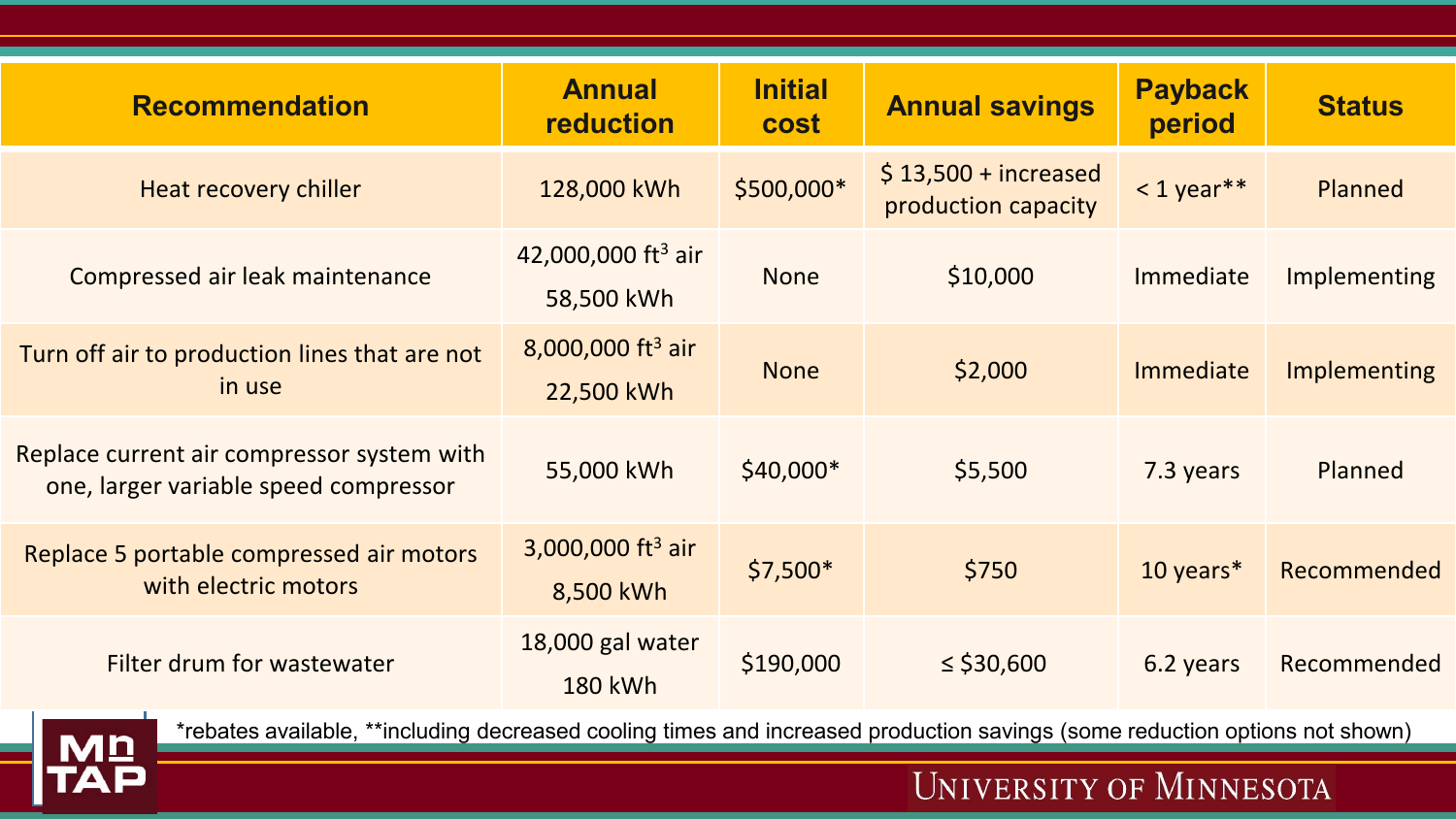| Recommendation | Annual reduction | Initial cost | Annual savings | Payback period | Status |
|---|---|---|---|---|---|
| Heat recovery chiller | 128,000 kWh | $500,000* | $ 13,500 + increased production capacity | < 1 year** | Planned |
| Compressed air leak maintenance | 42,000,000 $ft^3$ air<br>58,500 kWh | None | $10,000 | Immediate | Implementing |
| Turn off air to production lines that are not in use | 8,000,000 $ft^3$ air<br>22,500 kWh | None | $2,000 | Immediate | Implementing |
| Replace current air compressor system with one, larger variable speed compressor | 55,000 kWh | $40,000* | $5,500 | 7.3 years | Planned |
| Replace 5 portable compressed air motors with electric motors | 3,000,000 $ft^3$ air<br>8,500 kWh | $7,500* | $750 | 10 years* | Recommended |
| Filter drum for wastewater | 18,000 gal water<br>180 kWh | $190,000 | ≤ $30,600 | 6.2 years | Recommended |

*rebates available, **including decreased cooling times and increased production savings (some reduction options not shown)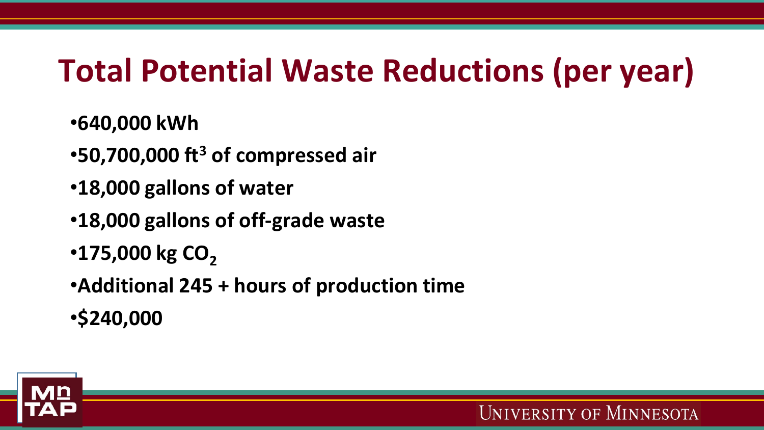# Total Potential Waste Reductions (per year)

- **640,000 kWh**
- **50,700,000 $ft^3$ of compressed air**
- **18,000 gallons of water**
- **18,000 gallons of off-grade waste**
- **175,000 kg $CO_2$**
- **Additional 245 + hours of production time**
- **$240,000**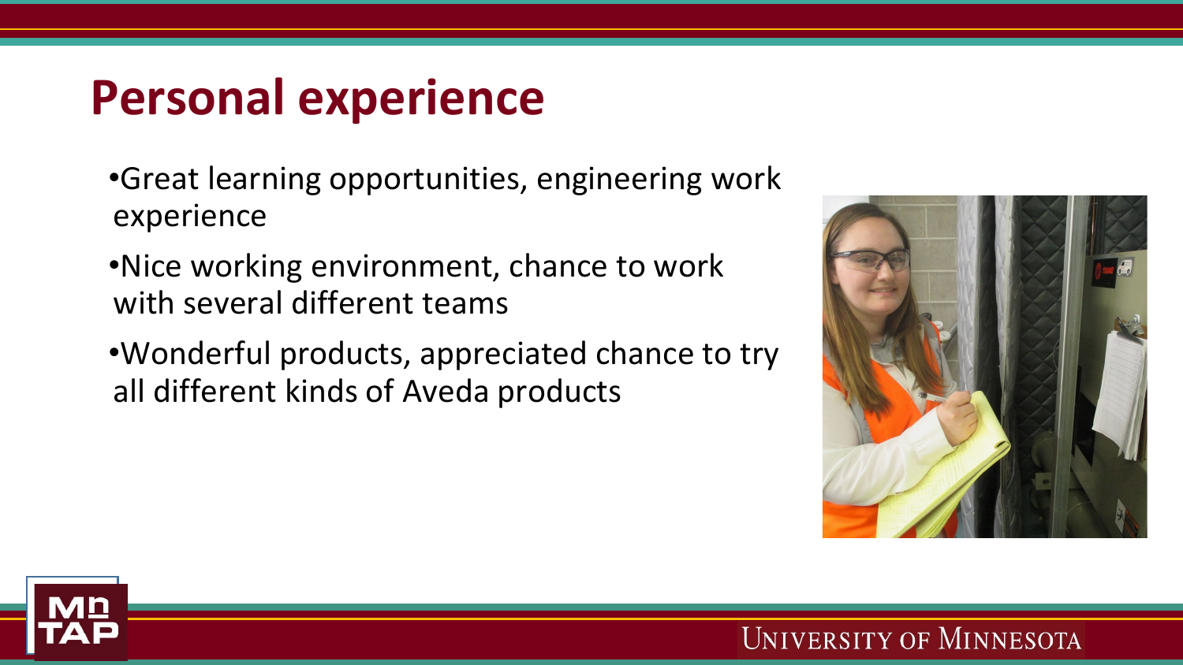# Personal experience

- Great learning opportunities, engineering work experience
- Nice working environment, chance to work with several different teams
- Wonderful products, appreciated chance to try all different kinds of Aveda products